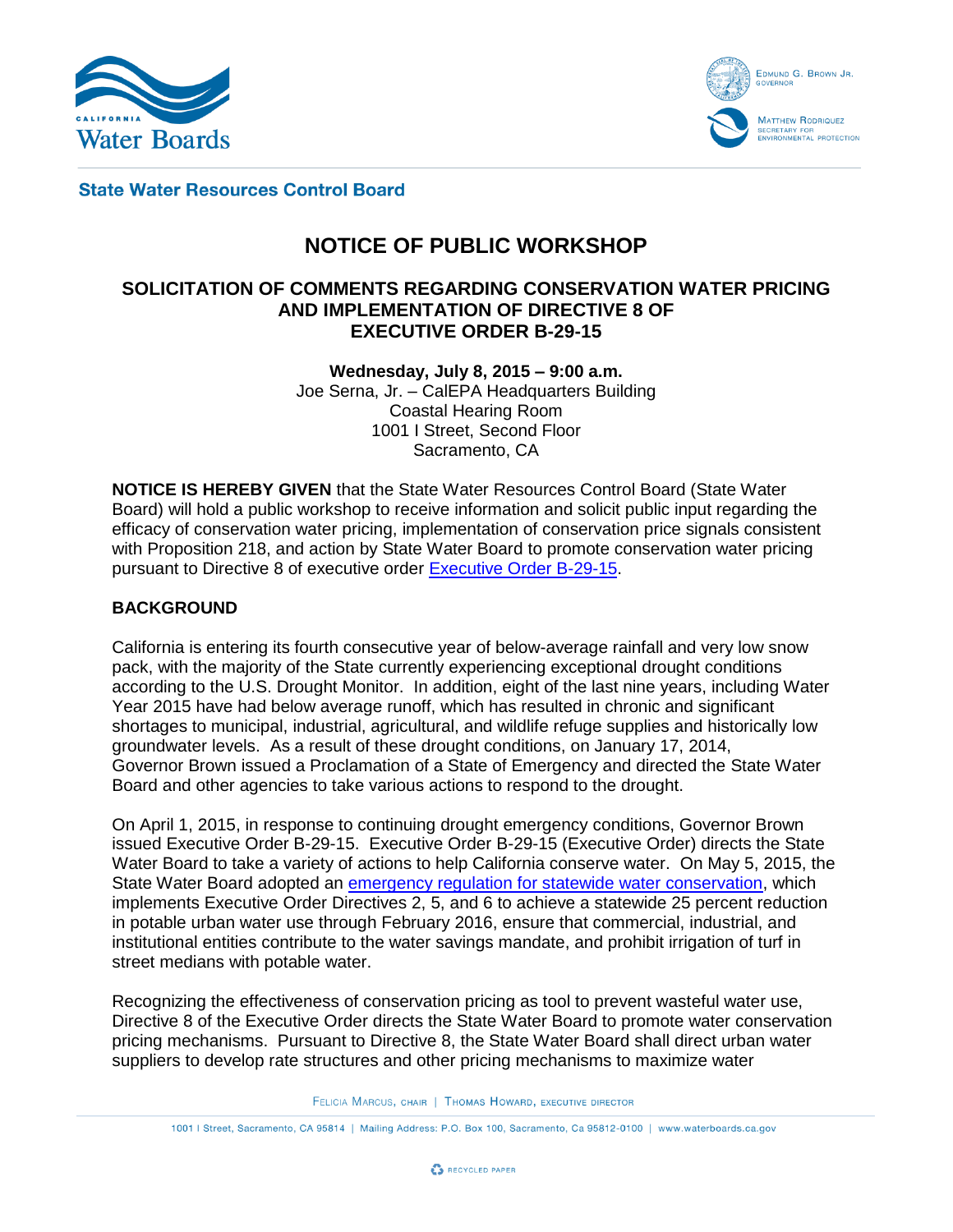California Water Boards

Edmund G. Brown Jr.
Governor

Matthew Rodriquez
Secretary for Environmental Protection

**State Water Resources Control Board**

# NOTICE OF PUBLIC WORKSHOP

## SOLICITATION OF COMMENTS REGARDING CONSERVATION WATER PRICING AND IMPLEMENTATION OF DIRECTIVE 8 OF EXECUTIVE ORDER B-29-15

**Wednesday, July 8, 2015 – 9:00 a.m.**
Joe Serna, Jr. – CalEPA Headquarters Building
Coastal Hearing Room
1001 I Street, Second Floor
Sacramento, CA

**NOTICE IS HEREBY GIVEN** that the State Water Resources Control Board (State Water Board) will hold a public workshop to receive information and solicit public input regarding the efficacy of conservation water pricing, implementation of conservation price signals consistent with Proposition 218, and action by State Water Board to promote conservation water pricing pursuant to Directive 8 of executive order [Executive Order B-29-15](#).

**BACKGROUND**

California is entering its fourth consecutive year of below-average rainfall and very low snow pack, with the majority of the State currently experiencing exceptional drought conditions according to the U.S. Drought Monitor. In addition, eight of the last nine years, including Water Year 2015 have had below average runoff, which has resulted in chronic and significant shortages to municipal, industrial, agricultural, and wildlife refuge supplies and historically low groundwater levels. As a result of these drought conditions, on January 17, 2014, Governor Brown issued a Proclamation of a State of Emergency and directed the State Water Board and other agencies to take various actions to respond to the drought.

On April 1, 2015, in response to continuing drought emergency conditions, Governor Brown issued Executive Order B-29-15. Executive Order B-29-15 (Executive Order) directs the State Water Board to take a variety of actions to help California conserve water. On May 5, 2015, the State Water Board adopted an [emergency regulation for statewide water conservation](#), which implements Executive Order Directives 2, 5, and 6 to achieve a statewide 25 percent reduction in potable urban water use through February 2016, ensure that commercial, industrial, and institutional entities contribute to the water savings mandate, and prohibit irrigation of turf in street medians with potable water.

Recognizing the effectiveness of conservation pricing as tool to prevent wasteful water use, Directive 8 of the Executive Order directs the State Water Board to promote water conservation pricing mechanisms. Pursuant to Directive 8, the State Water Board shall direct urban water suppliers to develop rate structures and other pricing mechanisms to maximize water

Felicia Marcus, chair | Thomas Howard, executive director

1001 I Street, Sacramento, CA 95814 | Mailing Address: P.O. Box 100, Sacramento, Ca 95812-0100 | www.waterboards.ca.gov

Recycled Paper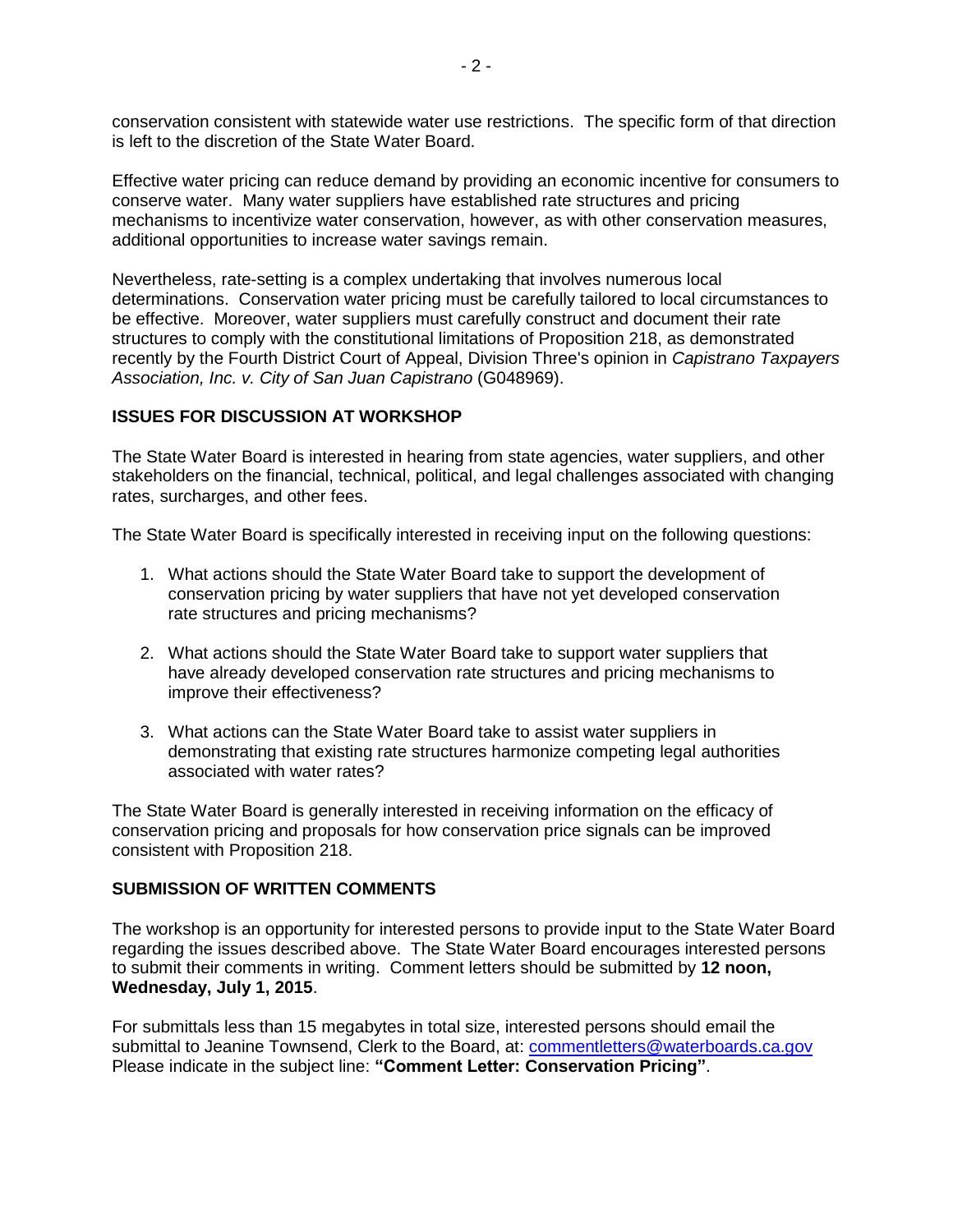conservation consistent with statewide water use restrictions. The specific form of that direction is left to the discretion of the State Water Board.

Effective water pricing can reduce demand by providing an economic incentive for consumers to conserve water. Many water suppliers have established rate structures and pricing mechanisms to incentivize water conservation, however, as with other conservation measures, additional opportunities to increase water savings remain.

Nevertheless, rate-setting is a complex undertaking that involves numerous local determinations. Conservation water pricing must be carefully tailored to local circumstances to be effective. Moreover, water suppliers must carefully construct and document their rate structures to comply with the constitutional limitations of Proposition 218, as demonstrated recently by the Fourth District Court of Appeal, Division Three's opinion in *Capistrano Taxpayers Association, Inc. v. City of San Juan Capistrano* (G048969).

## ISSUES FOR DISCUSSION AT WORKSHOP

The State Water Board is interested in hearing from state agencies, water suppliers, and other stakeholders on the financial, technical, political, and legal challenges associated with changing rates, surcharges, and other fees.

The State Water Board is specifically interested in receiving input on the following questions:

1. What actions should the State Water Board take to support the development of conservation pricing by water suppliers that have not yet developed conservation rate structures and pricing mechanisms?

2. What actions should the State Water Board take to support water suppliers that have already developed conservation rate structures and pricing mechanisms to improve their effectiveness?

3. What actions can the State Water Board take to assist water suppliers in demonstrating that existing rate structures harmonize competing legal authorities associated with water rates?

The State Water Board is generally interested in receiving information on the efficacy of conservation pricing and proposals for how conservation price signals can be improved consistent with Proposition 218.

## SUBMISSION OF WRITTEN COMMENTS

The workshop is an opportunity for interested persons to provide input to the State Water Board regarding the issues described above. The State Water Board encourages interested persons to submit their comments in writing. Comment letters should be submitted by **12 noon, Wednesday, July 1, 2015**.

For submittals less than 15 megabytes in total size, interested persons should email the submittal to Jeanine Townsend, Clerk to the Board, at: commentletters@waterboards.ca.gov Please indicate in the subject line: **"Comment Letter: Conservation Pricing"**.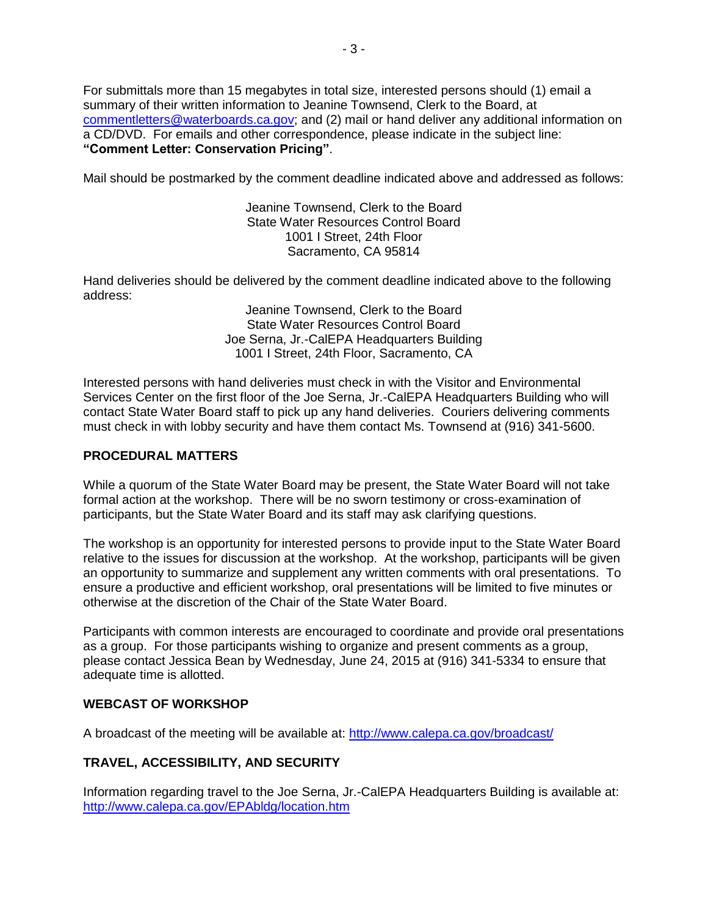For submittals more than 15 megabytes in total size, interested persons should (1) email a summary of their written information to Jeanine Townsend, Clerk to the Board, at commentletters@waterboards.ca.gov; and (2) mail or hand deliver any additional information on a CD/DVD. For emails and other correspondence, please indicate in the subject line: **"Comment Letter: Conservation Pricing"**.

Mail should be postmarked by the comment deadline indicated above and addressed as follows:

Jeanine Townsend, Clerk to the Board
State Water Resources Control Board
1001 I Street, 24th Floor
Sacramento, CA 95814

Hand deliveries should be delivered by the comment deadline indicated above to the following address:

Jeanine Townsend, Clerk to the Board
State Water Resources Control Board
Joe Serna, Jr.-CalEPA Headquarters Building
1001 I Street, 24th Floor, Sacramento, CA

Interested persons with hand deliveries must check in with the Visitor and Environmental Services Center on the first floor of the Joe Serna, Jr.-CalEPA Headquarters Building who will contact State Water Board staff to pick up any hand deliveries. Couriers delivering comments must check in with lobby security and have them contact Ms. Townsend at (916) 341-5600.

## PROCEDURAL MATTERS

While a quorum of the State Water Board may be present, the State Water Board will not take formal action at the workshop. There will be no sworn testimony or cross-examination of participants, but the State Water Board and its staff may ask clarifying questions.

The workshop is an opportunity for interested persons to provide input to the State Water Board relative to the issues for discussion at the workshop. At the workshop, participants will be given an opportunity to summarize and supplement any written comments with oral presentations. To ensure a productive and efficient workshop, oral presentations will be limited to five minutes or otherwise at the discretion of the Chair of the State Water Board.

Participants with common interests are encouraged to coordinate and provide oral presentations as a group. For those participants wishing to organize and present comments as a group, please contact Jessica Bean by Wednesday, June 24, 2015 at (916) 341-5334 to ensure that adequate time is allotted.

## WEBCAST OF WORKSHOP

A broadcast of the meeting will be available at: http://www.calepa.ca.gov/broadcast/

## TRAVEL, ACCESSIBILITY, AND SECURITY

Information regarding travel to the Joe Serna, Jr.-CalEPA Headquarters Building is available at: http://www.calepa.ca.gov/EPAbldg/location.htm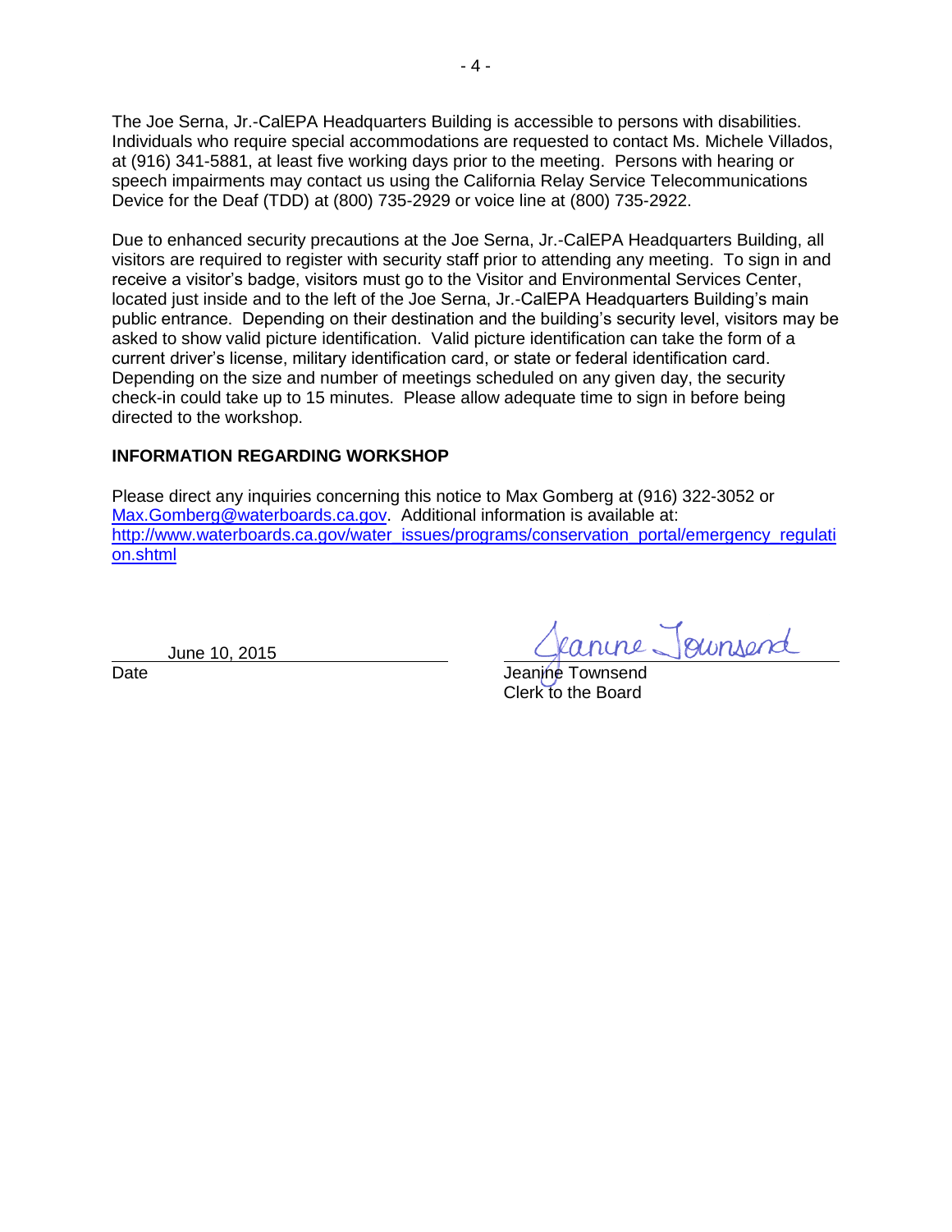The Joe Serna, Jr.-CalEPA Headquarters Building is accessible to persons with disabilities. Individuals who require special accommodations are requested to contact Ms. Michele Villados, at (916) 341-5881, at least five working days prior to the meeting. Persons with hearing or speech impairments may contact us using the California Relay Service Telecommunications Device for the Deaf (TDD) at (800) 735-2929 or voice line at (800) 735-2922.

Due to enhanced security precautions at the Joe Serna, Jr.-CalEPA Headquarters Building, all visitors are required to register with security staff prior to attending any meeting. To sign in and receive a visitor's badge, visitors must go to the Visitor and Environmental Services Center, located just inside and to the left of the Joe Serna, Jr.-CalEPA Headquarters Building's main public entrance. Depending on their destination and the building's security level, visitors may be asked to show valid picture identification. Valid picture identification can take the form of a current driver's license, military identification card, or state or federal identification card. Depending on the size and number of meetings scheduled on any given day, the security check-in could take up to 15 minutes. Please allow adequate time to sign in before being directed to the workshop.

**INFORMATION REGARDING WORKSHOP**

Please direct any inquiries concerning this notice to Max Gomberg at (916) 322-3052 or [Max.Gomberg@waterboards.ca.gov](mailto:Max.Gomberg@waterboards.ca.gov). Additional information is available at: [http://www.waterboards.ca.gov/water_issues/programs/conservation_portal/emergency_regulation.shtml](http://www.waterboards.ca.gov/water_issues/programs/conservation_portal/emergency_regulation.shtml)

June 10, 2015
Date

Jeanine Townsend
Jeanine Townsend
Clerk to the Board